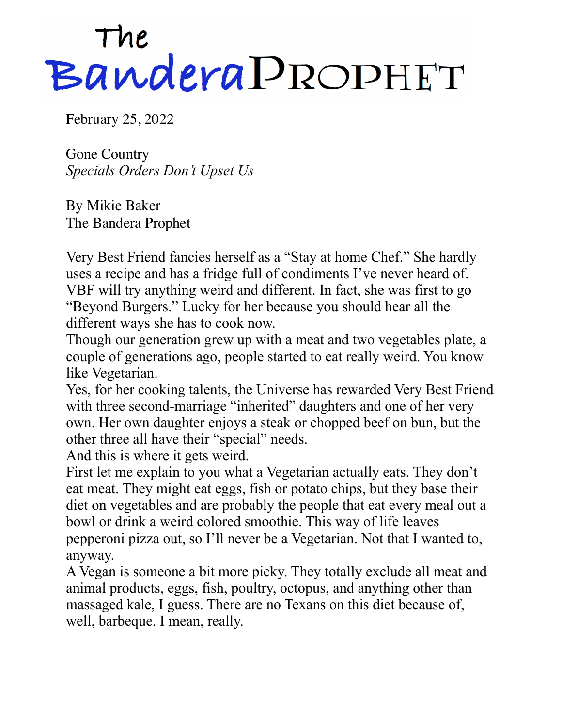# The Bandera Prophet

February 25, 2022

Gone Country
*Specials Orders Don't Upset Us*

By Mikie Baker
The Bandera Prophet

Very Best Friend fancies herself as a "Stay at home Chef." She hardly uses a recipe and has a fridge full of condiments I've never heard of. VBF will try anything weird and different. In fact, she was first to go "Beyond Burgers." Lucky for her because you should hear all the different ways she has to cook now.

Though our generation grew up with a meat and two vegetables plate, a couple of generations ago, people started to eat really weird. You know like Vegetarian.

Yes, for her cooking talents, the Universe has rewarded Very Best Friend with three second-marriage "inherited" daughters and one of her very own. Her own daughter enjoys a steak or chopped beef on bun, but the other three all have their "special" needs.

And this is where it gets weird.

First let me explain to you what a Vegetarian actually eats. They don't eat meat. They might eat eggs, fish or potato chips, but they base their diet on vegetables and are probably the people that eat every meal out a bowl or drink a weird colored smoothie. This way of life leaves pepperoni pizza out, so I'll never be a Vegetarian. Not that I wanted to, anyway.

A Vegan is someone a bit more picky. They totally exclude all meat and animal products, eggs, fish, poultry, octopus, and anything other than massaged kale, I guess. There are no Texans on this diet because of, well, barbeque. I mean, really.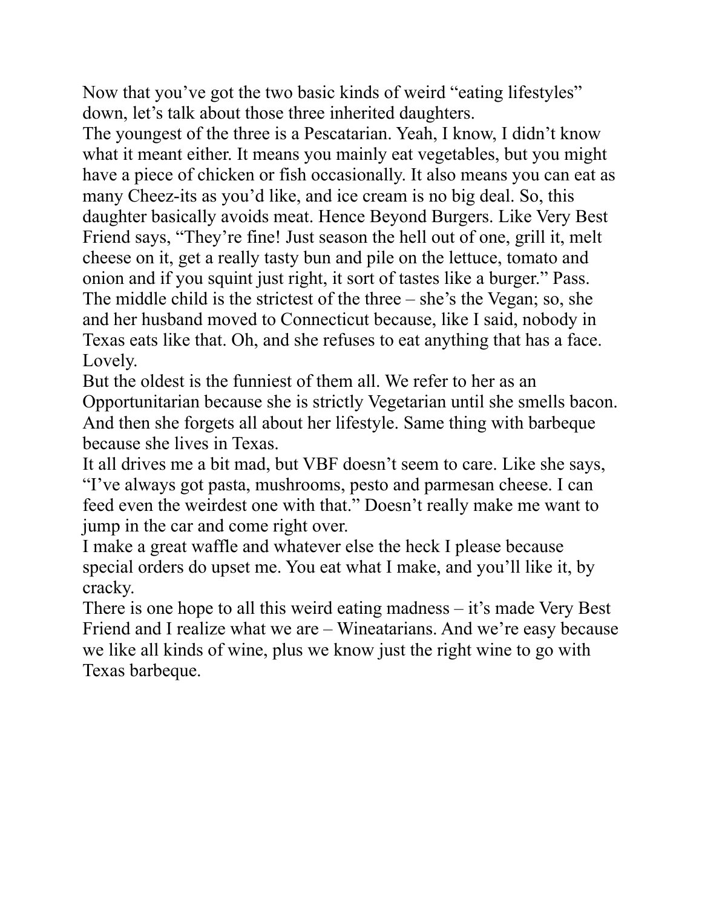Now that you've got the two basic kinds of weird "eating lifestyles" down, let's talk about those three inherited daughters.

The youngest of the three is a Pescatarian. Yeah, I know, I didn't know what it meant either. It means you mainly eat vegetables, but you might have a piece of chicken or fish occasionally. It also means you can eat as many Cheez-its as you'd like, and ice cream is no big deal. So, this daughter basically avoids meat. Hence Beyond Burgers. Like Very Best Friend says, "They're fine! Just season the hell out of one, grill it, melt cheese on it, get a really tasty bun and pile on the lettuce, tomato and onion and if you squint just right, it sort of tastes like a burger." Pass.

The middle child is the strictest of the three – she's the Vegan; so, she and her husband moved to Connecticut because, like I said, nobody in Texas eats like that. Oh, and she refuses to eat anything that has a face. Lovely.

But the oldest is the funniest of them all. We refer to her as an Opportunitarian because she is strictly Vegetarian until she smells bacon. And then she forgets all about her lifestyle. Same thing with barbeque because she lives in Texas.

It all drives me a bit mad, but VBF doesn't seem to care. Like she says, "I've always got pasta, mushrooms, pesto and parmesan cheese. I can feed even the weirdest one with that." Doesn't really make me want to jump in the car and come right over.

I make a great waffle and whatever else the heck I please because special orders do upset me. You eat what I make, and you'll like it, by cracky.

There is one hope to all this weird eating madness – it's made Very Best Friend and I realize what we are – Wineatarians. And we're easy because we like all kinds of wine, plus we know just the right wine to go with Texas barbeque.